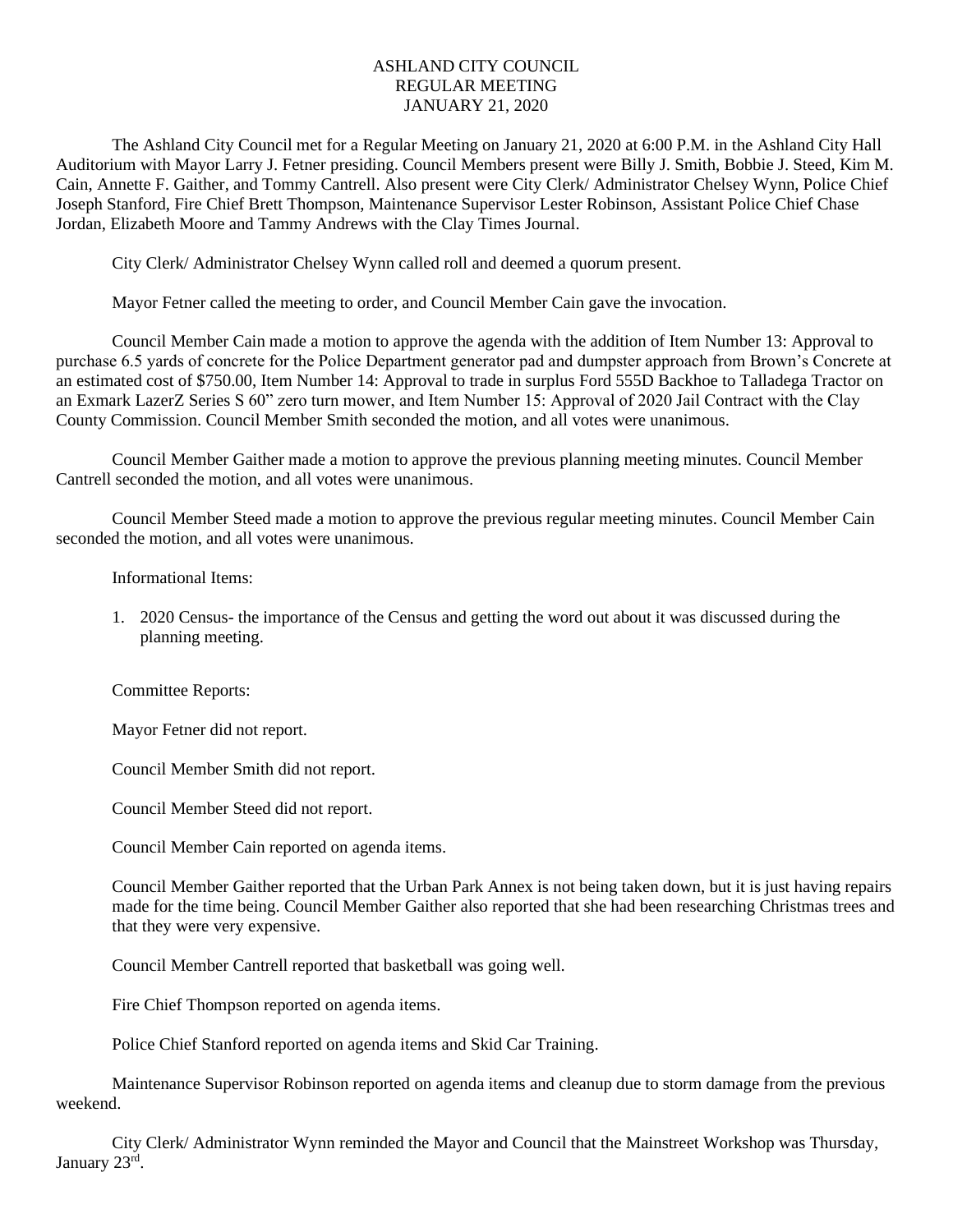# ASHLAND CITY COUNCIL
## REGULAR MEETING
## JANUARY 21, 2020

The Ashland City Council met for a Regular Meeting on January 21, 2020 at 6:00 P.M. in the Ashland City Hall Auditorium with Mayor Larry J. Fetner presiding. Council Members present were Billy J. Smith, Bobbie J. Steed, Kim M. Cain, Annette F. Gaither, and Tommy Cantrell. Also present were City Clerk/ Administrator Chelsey Wynn, Police Chief Joseph Stanford, Fire Chief Brett Thompson, Maintenance Supervisor Lester Robinson, Assistant Police Chief Chase Jordan, Elizabeth Moore and Tammy Andrews with the Clay Times Journal.

City Clerk/ Administrator Chelsey Wynn called roll and deemed a quorum present.

Mayor Fetner called the meeting to order, and Council Member Cain gave the invocation.

Council Member Cain made a motion to approve the agenda with the addition of Item Number 13: Approval to purchase 6.5 yards of concrete for the Police Department generator pad and dumpster approach from Brown's Concrete at an estimated cost of $750.00, Item Number 14: Approval to trade in surplus Ford 555D Backhoe to Talladega Tractor on an Exmark LazerZ Series S 60" zero turn mower, and Item Number 15: Approval of 2020 Jail Contract with the Clay County Commission. Council Member Smith seconded the motion, and all votes were unanimous.

Council Member Gaither made a motion to approve the previous planning meeting minutes. Council Member Cantrell seconded the motion, and all votes were unanimous.

Council Member Steed made a motion to approve the previous regular meeting minutes. Council Member Cain seconded the motion, and all votes were unanimous.

Informational Items:

1. 2020 Census- the importance of the Census and getting the word out about it was discussed during the planning meeting.

Committee Reports:

Mayor Fetner did not report.

Council Member Smith did not report.

Council Member Steed did not report.

Council Member Cain reported on agenda items.

Council Member Gaither reported that the Urban Park Annex is not being taken down, but it is just having repairs made for the time being. Council Member Gaither also reported that she had been researching Christmas trees and that they were very expensive.

Council Member Cantrell reported that basketball was going well.

Fire Chief Thompson reported on agenda items.

Police Chief Stanford reported on agenda items and Skid Car Training.

Maintenance Supervisor Robinson reported on agenda items and cleanup due to storm damage from the previous weekend.

City Clerk/ Administrator Wynn reminded the Mayor and Council that the Mainstreet Workshop was Thursday, January 23rd.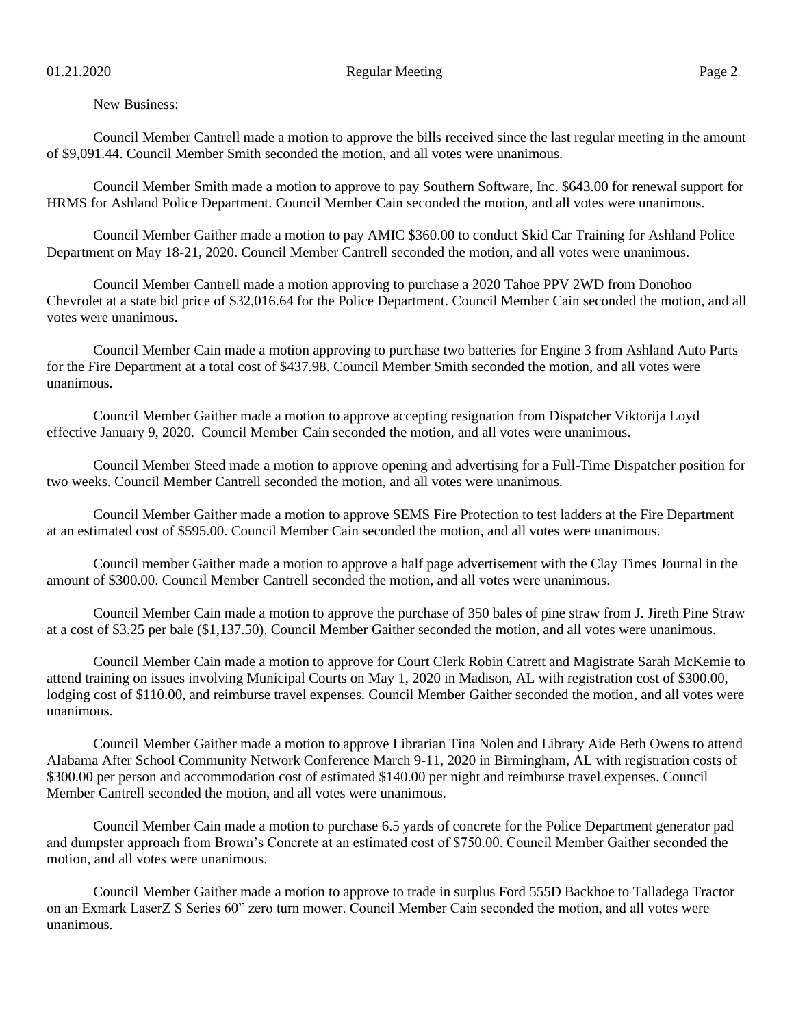New Business:

Council Member Cantrell made a motion to approve the bills received since the last regular meeting in the amount of $9,091.44. Council Member Smith seconded the motion, and all votes were unanimous.

Council Member Smith made a motion to approve to pay Southern Software, Inc. $643.00 for renewal support for HRMS for Ashland Police Department. Council Member Cain seconded the motion, and all votes were unanimous.

Council Member Gaither made a motion to pay AMIC $360.00 to conduct Skid Car Training for Ashland Police Department on May 18-21, 2020. Council Member Cantrell seconded the motion, and all votes were unanimous.

Council Member Cantrell made a motion approving to purchase a 2020 Tahoe PPV 2WD from Donohoo Chevrolet at a state bid price of $32,016.64 for the Police Department. Council Member Cain seconded the motion, and all votes were unanimous.

Council Member Cain made a motion approving to purchase two batteries for Engine 3 from Ashland Auto Parts for the Fire Department at a total cost of $437.98. Council Member Smith seconded the motion, and all votes were unanimous.

Council Member Gaither made a motion to approve accepting resignation from Dispatcher Viktorija Loyd effective January 9, 2020. Council Member Cain seconded the motion, and all votes were unanimous.

Council Member Steed made a motion to approve opening and advertising for a Full-Time Dispatcher position for two weeks. Council Member Cantrell seconded the motion, and all votes were unanimous.

Council Member Gaither made a motion to approve SEMS Fire Protection to test ladders at the Fire Department at an estimated cost of $595.00. Council Member Cain seconded the motion, and all votes were unanimous.

Council member Gaither made a motion to approve a half page advertisement with the Clay Times Journal in the amount of $300.00. Council Member Cantrell seconded the motion, and all votes were unanimous.

Council Member Cain made a motion to approve the purchase of 350 bales of pine straw from J. Jireth Pine Straw at a cost of $3.25 per bale ($1,137.50). Council Member Gaither seconded the motion, and all votes were unanimous.

Council Member Cain made a motion to approve for Court Clerk Robin Catrett and Magistrate Sarah McKemie to attend training on issues involving Municipal Courts on May 1, 2020 in Madison, AL with registration cost of $300.00, lodging cost of $110.00, and reimburse travel expenses. Council Member Gaither seconded the motion, and all votes were unanimous.

Council Member Gaither made a motion to approve Librarian Tina Nolen and Library Aide Beth Owens to attend Alabama After School Community Network Conference March 9-11, 2020 in Birmingham, AL with registration costs of $300.00 per person and accommodation cost of estimated $140.00 per night and reimburse travel expenses. Council Member Cantrell seconded the motion, and all votes were unanimous.

Council Member Cain made a motion to purchase 6.5 yards of concrete for the Police Department generator pad and dumpster approach from Brown's Concrete at an estimated cost of $750.00. Council Member Gaither seconded the motion, and all votes were unanimous.

Council Member Gaither made a motion to approve to trade in surplus Ford 555D Backhoe to Talladega Tractor on an Exmark LaserZ S Series 60" zero turn mower. Council Member Cain seconded the motion, and all votes were unanimous.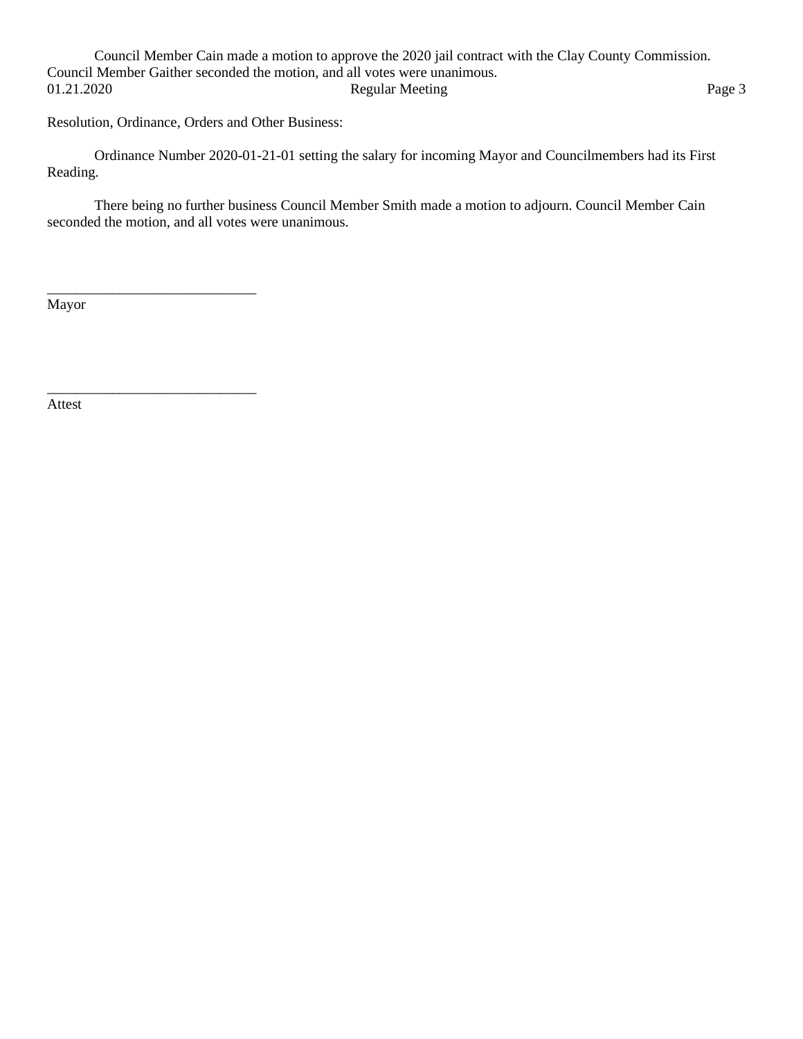Council Member Cain made a motion to approve the 2020 jail contract with the Clay County Commission. Council Member Gaither seconded the motion, and all votes were unanimous.

Resolution, Ordinance, Orders and Other Business:

Ordinance Number 2020-01-21-01 setting the salary for incoming Mayor and Councilmembers had its First Reading.

There being no further business Council Member Smith made a motion to adjourn. Council Member Cain seconded the motion, and all votes were unanimous.

_____________________________
Mayor

_____________________________
Attest